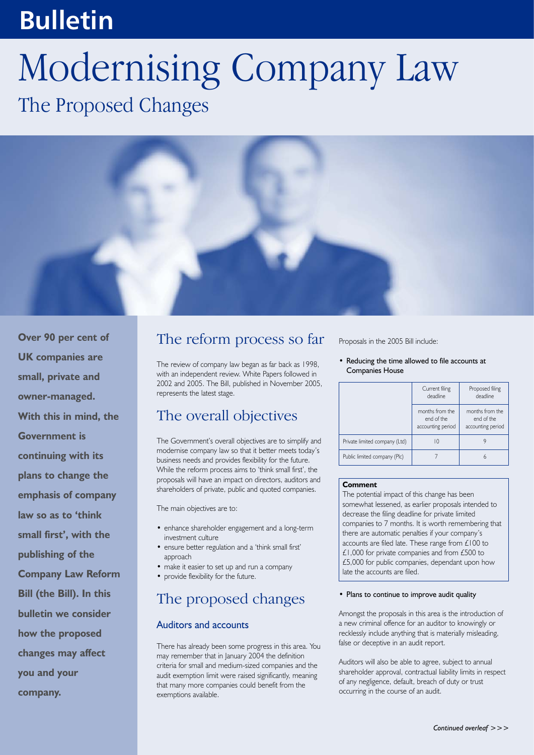# Bulletin

# Modernising Company Law

## The Proposed Changes

**Over 90 per cent of UK companies are small, private and owner-managed. With this in mind, the Government is continuing with its plans to change the emphasis of company law so as to 'think small first', with the publishing of the Company Law Reform Bill (the Bill). In this bulletin we consider how the proposed changes may affect you and your company.**

## The reform process so far

The review of company law began as far back as 1998, with an independent review. White Papers followed in 2002 and 2005. The Bill, published in November 2005, represents the latest stage.

## The overall objectives

The Government's overall objectives are to simplify and modernise company law so that it better meets today's business needs and provides flexibility for the future. While the reform process aims to 'think small first', the proposals will have an impact on directors, auditors and shareholders of private, public and quoted companies.

The main objectives are to:

- enhance shareholder engagement and a long-term investment culture
- ensure better regulation and a 'think small first' approach
- make it easier to set up and run a company
- provide flexibility for the future.

## The proposed changes

### Auditors and accounts

There has already been some progress in this area. You may remember that in January 2004 the definition criteria for small and medium-sized companies and the audit exemption limit were raised significantly, meaning that many more companies could benefit from the exemptions available.

Proposals in the 2005 Bill include:

- Reducing the time allowed to file accounts at Companies House

| | Current filing deadline | Proposed filing deadline |
|---|---|---|
| | months from the end of the accounting period | months from the end of the accounting period |
| Private limited company (Ltd) | 10 | 9 |
| Public limited company (Plc) | 7 | 6 |

**Comment**

The potential impact of this change has been somewhat lessened, as earlier proposals intended to decrease the filing deadline for private limited companies to 7 months. It is worth remembering that there are automatic penalties if your company's accounts are filed late. These range from £100 to £1,000 for private companies and from £500 to £5,000 for public companies, dependant upon how late the accounts are filed.

- Plans to continue to improve audit quality

Amongst the proposals in this area is the introduction of a new criminal offence for an auditor to knowingly or recklessly include anything that is materially misleading, false or deceptive in an audit report.

Auditors will also be able to agree, subject to annual shareholder approval, contractual liability limits in respect of any negligence, default, breach of duty or trust occurring in the course of an audit.

*Continued overleaf >>>*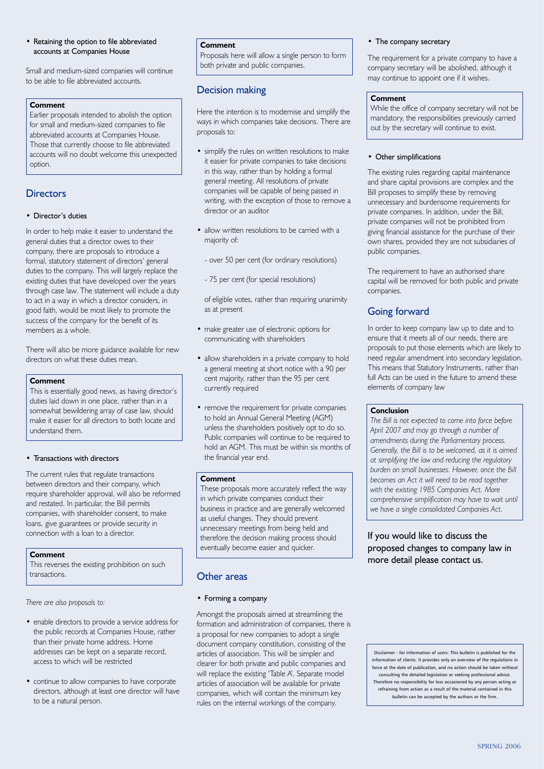- Retaining the option to file abbreviated accounts at Companies House

Small and medium-sized companies will continue to be able to file abbreviated accounts.

> **Comment**
> Earlier proposals intended to abolish the option for small and medium-sized companies to file abbreviated accounts at Companies House. Those that currently choose to file abbreviated accounts will no doubt welcome this unexpected option.

## Directors

- Director's duties

In order to help make it easier to understand the general duties that a director owes to their company, there are proposals to introduce a formal, statutory statement of directors' general duties to the company. This will largely replace the existing duties that have developed over the years through case law. The statement will include a duty to act in a way in which a director considers, in good faith, would be most likely to promote the success of the company for the benefit of its members as a whole.

There will also be more guidance available for new directors on what these duties mean.

> **Comment**
> This is essentially good news, as having director's duties laid down in one place, rather than in a somewhat bewildering array of case law, should make it easier for all directors to both locate and understand them.

- Transactions with directors

The current rules that regulate transactions between directors and their company, which require shareholder approval, will also be reformed and restated. In particular, the Bill permits companies, with shareholder consent, to make loans, give guarantees or provide security in connection with a loan to a director.

> **Comment**
> This reverses the existing prohibition on such transactions.

*There are also proposals to:*

- enable directors to provide a service address for the public records at Companies House, rather than their private home address. Home addresses can be kept on a separate record, access to which will be restricted
- continue to allow companies to have corporate directors, although at least one director will have to be a natural person.

> **Comment**
> Proposals here will allow a single person to form both private and public companies.

## Decision making

Here the intention is to modernise and simplify the ways in which companies take decisions. There are proposals to:

- simplify the rules on written resolutions to make it easier for private companies to take decisions in this way, rather than by holding a formal general meeting. All resolutions of private companies will be capable of being passed in writing, with the exception of those to remove a director or an auditor
- allow written resolutions to be carried with a majority of:
  - over 50 per cent (for ordinary resolutions)
  - 75 per cent (for special resolutions)

  of eligible votes, rather than requiring unanimity as at present
- make greater use of electronic options for communicating with shareholders
- allow shareholders in a private company to hold a general meeting at short notice with a 90 per cent majority, rather than the 95 per cent currently required
- remove the requirement for private companies to hold an Annual General Meeting (AGM) unless the shareholders positively opt to do so. Public companies will continue to be required to hold an AGM. This must be within six months of the financial year end.

> **Comment**
> These proposals more accurately reflect the way in which private companies conduct their business in practice and are generally welcomed as useful changes. They should prevent unnecessary meetings from being held and therefore the decision making process should eventually become easier and quicker.

## Other areas

- Forming a company

Amongst the proposals aimed at streamlining the formation and administration of companies, there is a proposal for new companies to adopt a single document company constitution, consisting of the articles of association. This will be simpler and clearer for both private and public companies and will replace the existing 'Table A'. Separate model articles of association will be available for private companies, which will contain the minimum key rules on the internal workings of the company.

- The company secretary

The requirement for a private company to have a company secretary will be abolished, although it may continue to appoint one if it wishes.

> **Comment**
> While the office of company secretary will not be mandatory, the responsibilities previously carried out by the secretary will continue to exist.

- Other simplifications

The existing rules regarding capital maintenance and share capital provisions are complex and the Bill proposes to simplify these by removing unnecessary and burdensome requirements for private companies. In addition, under the Bill, private companies will not be prohibited from giving financial assistance for the purchase of their own shares, provided they are not subsidiaries of public companies.

The requirement to have an authorised share capital will be removed for both public and private companies.

## Going forward

In order to keep company law up to date and to ensure that it meets all of our needs, there are proposals to put those elements which are likely to need regular amendment into secondary legislation. This means that Statutory Instruments, rather than full Acts can be used in the future to amend these elements of company law

> **Conclusion**
> *The Bill is not expected to come into force before April 2007 and may go through a number of amendments during the Parliamentary process. Generally, the Bill is to be welcomed, as it is aimed at simplifying the law and reducing the regulatory burden on small businesses. However, once the Bill becomes an Act it will need to be read together with the existing 1985 Companies Act. More comprehensive simplification may have to wait until we have a single consolidated Companies Act.*

**If you would like to discuss the proposed changes to company law in more detail please contact us.**

Disclaimer - for information of users: This bulletin is published for the information of clients. It provides only an overview of the regulations in force at the date of publication, and no action should be taken without consulting the detailed legislation or seeking professional advice. Therefore no responsibility for loss occasioned by any person acting or refraining from action as a result of the material contained in this bulletin can be accepted by the authors or the firm.